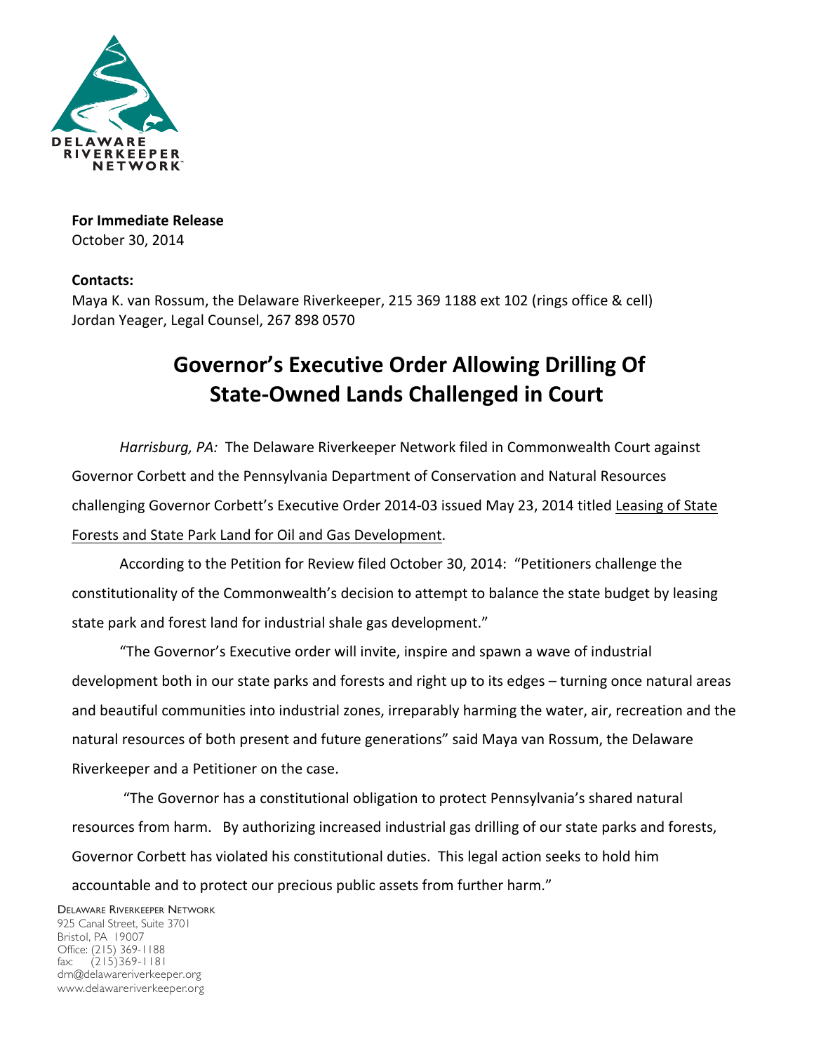**For Immediate Release**
October 30, 2014

**Contacts:**
Maya K. van Rossum, the Delaware Riverkeeper, 215 369 1188 ext 102 (rings office & cell)
Jordan Yeager, Legal Counsel, 267 898 0570

# Governor's Executive Order Allowing Drilling Of State-Owned Lands Challenged in Court

*Harrisburg, PA:* The Delaware Riverkeeper Network filed in Commonwealth Court against Governor Corbett and the Pennsylvania Department of Conservation and Natural Resources challenging Governor Corbett's Executive Order 2014-03 issued May 23, 2014 titled Leasing of State Forests and State Park Land for Oil and Gas Development.

According to the Petition for Review filed October 30, 2014: "Petitioners challenge the constitutionality of the Commonwealth's decision to attempt to balance the state budget by leasing state park and forest land for industrial shale gas development."

"The Governor's Executive order will invite, inspire and spawn a wave of industrial development both in our state parks and forests and right up to its edges – turning once natural areas and beautiful communities into industrial zones, irreparably harming the water, air, recreation and the natural resources of both present and future generations" said Maya van Rossum, the Delaware Riverkeeper and a Petitioner on the case.

"The Governor has a constitutional obligation to protect Pennsylvania's shared natural resources from harm. By authorizing increased industrial gas drilling of our state parks and forests, Governor Corbett has violated his constitutional duties. This legal action seeks to hold him accountable and to protect our precious public assets from further harm."

DELAWARE RIVERKEEPER NETWORK
925 Canal Street, Suite 3701
Bristol, PA 19007
Office: (215) 369-1188
fax: (215)369-1181
drn@delawareriverkeeper.org
www.delawareriverkeeper.org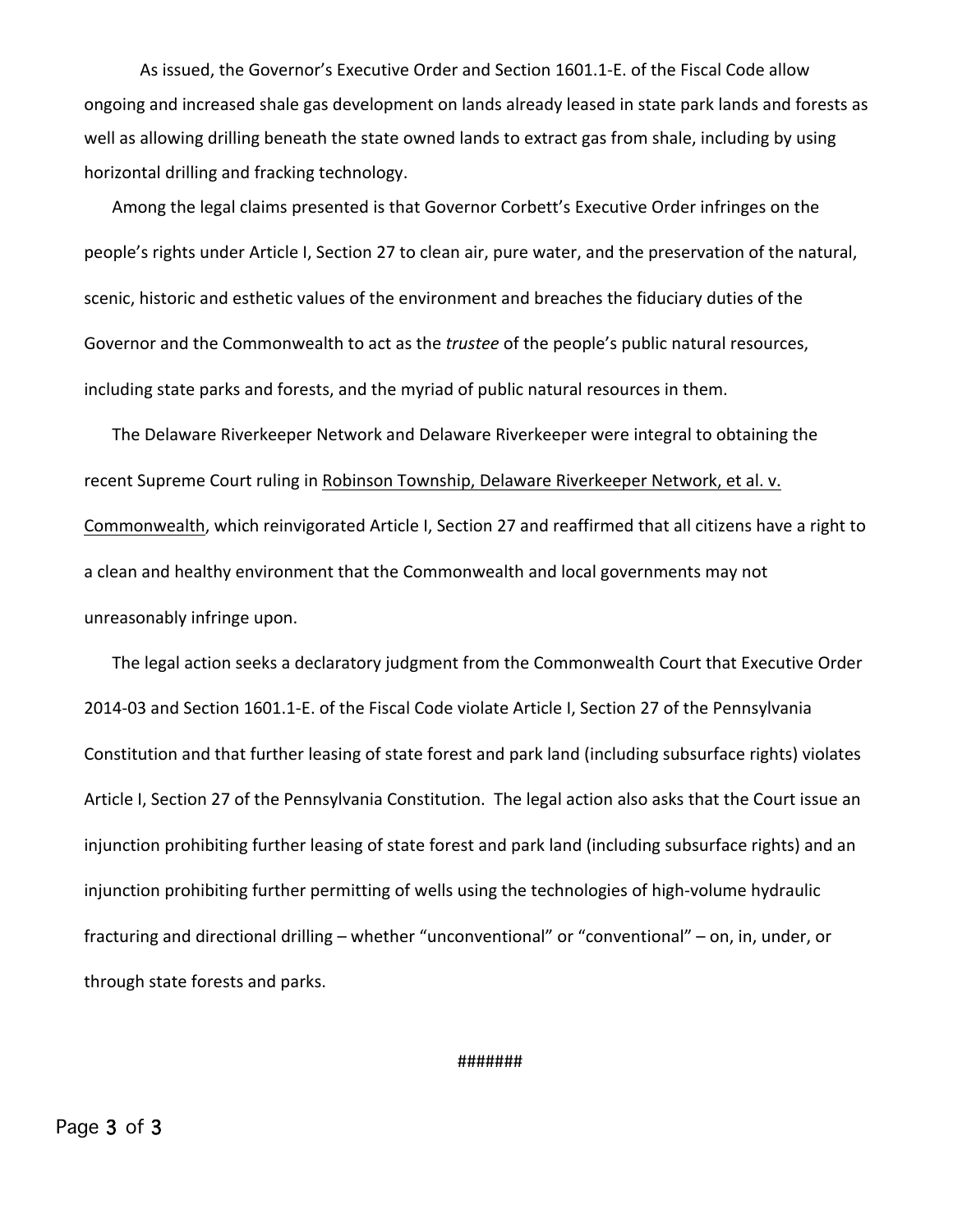As issued, the Governor's Executive Order and Section 1601.1-E. of the Fiscal Code allow ongoing and increased shale gas development on lands already leased in state park lands and forests as well as allowing drilling beneath the state owned lands to extract gas from shale, including by using horizontal drilling and fracking technology.

Among the legal claims presented is that Governor Corbett's Executive Order infringes on the people's rights under Article I, Section 27 to clean air, pure water, and the preservation of the natural, scenic, historic and esthetic values of the environment and breaches the fiduciary duties of the Governor and the Commonwealth to act as the *trustee* of the people's public natural resources, including state parks and forests, and the myriad of public natural resources in them.

The Delaware Riverkeeper Network and Delaware Riverkeeper were integral to obtaining the recent Supreme Court ruling in <u>Robinson Township, Delaware Riverkeeper Network, et al. v. Commonwealth</u>, which reinvigorated Article I, Section 27 and reaffirmed that all citizens have a right to a clean and healthy environment that the Commonwealth and local governments may not unreasonably infringe upon.

The legal action seeks a declaratory judgment from the Commonwealth Court that Executive Order 2014-03 and Section 1601.1-E. of the Fiscal Code violate Article I, Section 27 of the Pennsylvania Constitution and that further leasing of state forest and park land (including subsurface rights) violates Article I, Section 27 of the Pennsylvania Constitution. The legal action also asks that the Court issue an injunction prohibiting further leasing of state forest and park land (including subsurface rights) and an injunction prohibiting further permitting of wells using the technologies of high-volume hydraulic fracturing and directional drilling – whether "unconventional" or "conventional" – on, in, under, or through state forests and parks.

#######